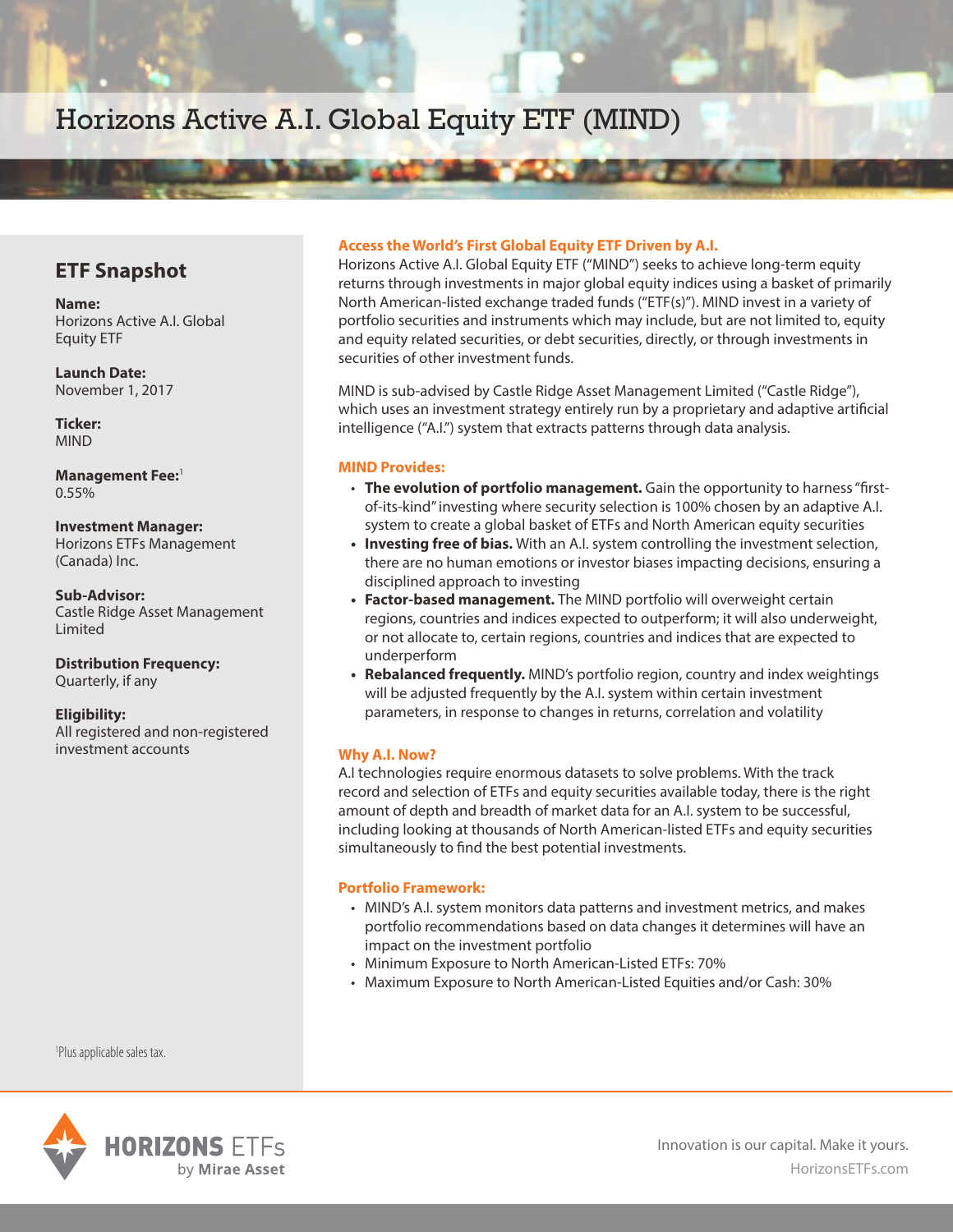# Horizons Active A.I. Global Equity ETF (MIND)

## ETF Snapshot

**Name:**
Horizons Active A.I. Global Equity ETF

**Launch Date:**
November 1, 2017

**Ticker:**
MIND

**Management Fee:**[1]
0.55%

**Investment Manager:**
Horizons ETFs Management (Canada) Inc.

**Sub-Advisor:**
Castle Ridge Asset Management Limited

**Distribution Frequency:**
Quarterly, if any

**Eligibility:**
All registered and non-registered investment accounts

[1]Plus applicable sales tax.

### Access the World's First Global Equity ETF Driven by A.I.

Horizons Active A.I. Global Equity ETF ("MIND") seeks to achieve long-term equity returns through investments in major global equity indices using a basket of primarily North American-listed exchange traded funds ("ETF(s)"). MIND invest in a variety of portfolio securities and instruments which may include, but are not limited to, equity and equity related securities, or debt securities, directly, or through investments in securities of other investment funds.

MIND is sub-advised by Castle Ridge Asset Management Limited ("Castle Ridge"), which uses an investment strategy entirely run by a proprietary and adaptive artificial intelligence ("A.I.") system that extracts patterns through data analysis.

### MIND Provides:

- **The evolution of portfolio management.** Gain the opportunity to harness "first-of-its-kind" investing where security selection is 100% chosen by an adaptive A.I. system to create a global basket of ETFs and North American equity securities
- **Investing free of bias.** With an A.I. system controlling the investment selection, there are no human emotions or investor biases impacting decisions, ensuring a disciplined approach to investing
- **Factor-based management.** The MIND portfolio will overweight certain regions, countries and indices expected to outperform; it will also underweight, or not allocate to, certain regions, countries and indices that are expected to underperform
- **Rebalanced frequently.** MIND's portfolio region, country and index weightings will be adjusted frequently by the A.I. system within certain investment parameters, in response to changes in returns, correlation and volatility

### Why A.I. Now?

A.I technologies require enormous datasets to solve problems. With the track record and selection of ETFs and equity securities available today, there is the right amount of depth and breadth of market data for an A.I. system to be successful, including looking at thousands of North American-listed ETFs and equity securities simultaneously to find the best potential investments.

### Portfolio Framework:

- MIND's A.I. system monitors data patterns and investment metrics, and makes portfolio recommendations based on data changes it determines will have an impact on the investment portfolio
- Minimum Exposure to North American-Listed ETFs: 70%
- Maximum Exposure to North American-Listed Equities and/or Cash: 30%

HORIZONS ETFs by Mirae Asset

Innovation is our capital. Make it yours.
HorizonsETFs.com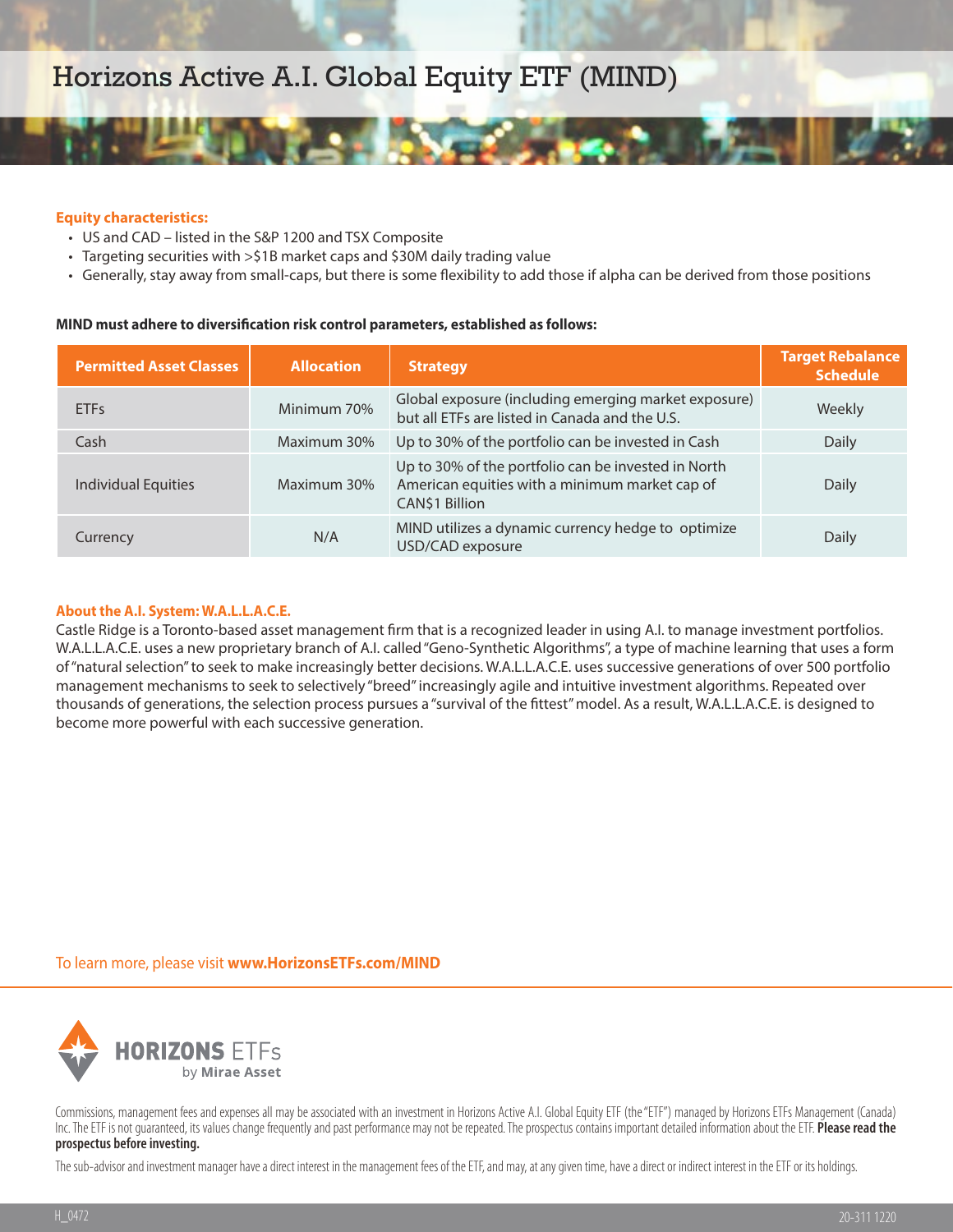# Horizons Active A.I. Global Equity ETF (MIND)

**Equity characteristics:**

- US and CAD – listed in the S&P 1200 and TSX Composite
- Targeting securities with >$1B market caps and $30M daily trading value
- Generally, stay away from small-caps, but there is some flexibility to add those if alpha can be derived from those positions

**MIND must adhere to diversification risk control parameters, established as follows:**

| Permitted Asset Classes | Allocation | Strategy | Target Rebalance Schedule |
|---|---|---|---|
| ETFs | Minimum 70% | Global exposure (including emerging market exposure) but all ETFs are listed in Canada and the U.S. | Weekly |
| Cash | Maximum 30% | Up to 30% of the portfolio can be invested in Cash | Daily |
| Individual Equities | Maximum 30% | Up to 30% of the portfolio can be invested in North American equities with a minimum market cap of CAN$1 Billion | Daily |
| Currency | N/A | MIND utilizes a dynamic currency hedge to optimize USD/CAD exposure | Daily |

**About the A.I. System: W.A.L.L.A.C.E.**

Castle Ridge is a Toronto-based asset management firm that is a recognized leader in using A.I. to manage investment portfolios. W.A.L.L.A.C.E. uses a new proprietary branch of A.I. called "Geno-Synthetic Algorithms", a type of machine learning that uses a form of "natural selection" to seek to make increasingly better decisions. W.A.L.L.A.C.E. uses successive generations of over 500 portfolio management mechanisms to seek to selectively "breed" increasingly agile and intuitive investment algorithms. Repeated over thousands of generations, the selection process pursues a "survival of the fittest" model. As a result, W.A.L.L.A.C.E. is designed to become more powerful with each successive generation.

To learn more, please visit **www.HorizonsETFs.com/MIND**

HORIZONS ETFs by Mirae Asset

Commissions, management fees and expenses all may be associated with an investment in Horizons Active A.I. Global Equity ETF (the "ETF") managed by Horizons ETFs Management (Canada) Inc. The ETF is not guaranteed, its values change frequently and past performance may not be repeated. The prospectus contains important detailed information about the ETF. **Please read the prospectus before investing.**

The sub-advisor and investment manager have a direct interest in the management fees of the ETF, and may, at any given time, have a direct or indirect interest in the ETF or its holdings.

H_0472

20-311 1220